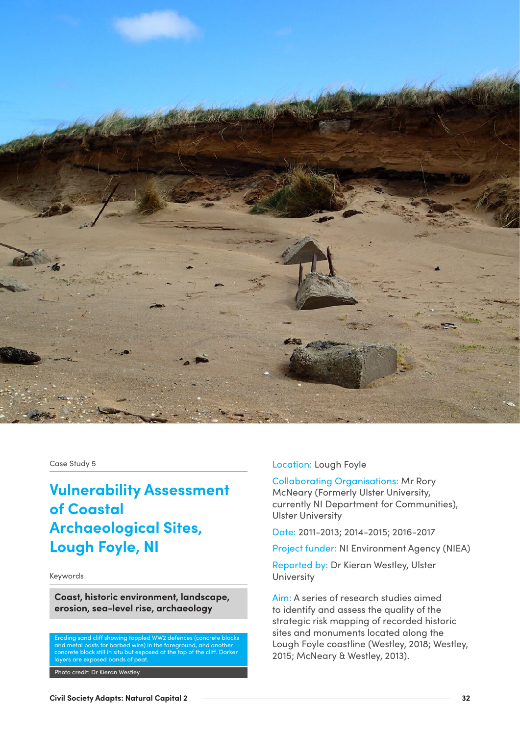Case Study 5

# Vulnerability Assessment of Coastal Archaeological Sites, Lough Foyle, NI

Keywords

**Coast, historic environment, landscape, erosion, sea-level rise, archaeology**

Eroding sand cliff showing toppled WW2 defences (concrete blocks and metal posts for barbed wire) in the foreground, and another concrete block still in situ but exposed at the top of the cliff. Darker layers are exposed bands of peat.

Photo credit: Dr Kieran Westley

Location: Lough Foyle

Collaborating Organisations: Mr Rory McNeary (Formerly Ulster University, currently NI Department for Communities), Ulster University

Date: 2011-2013; 2014-2015; 2016-2017

Project funder: NI Environment Agency (NIEA)

Reported by: Dr Kieran Westley, Ulster University

Aim: A series of research studies aimed to identify and assess the quality of the strategic risk mapping of recorded historic sites and monuments located along the Lough Foyle coastline (Westley, 2018; Westley, 2015; McNeary & Westley, 2013).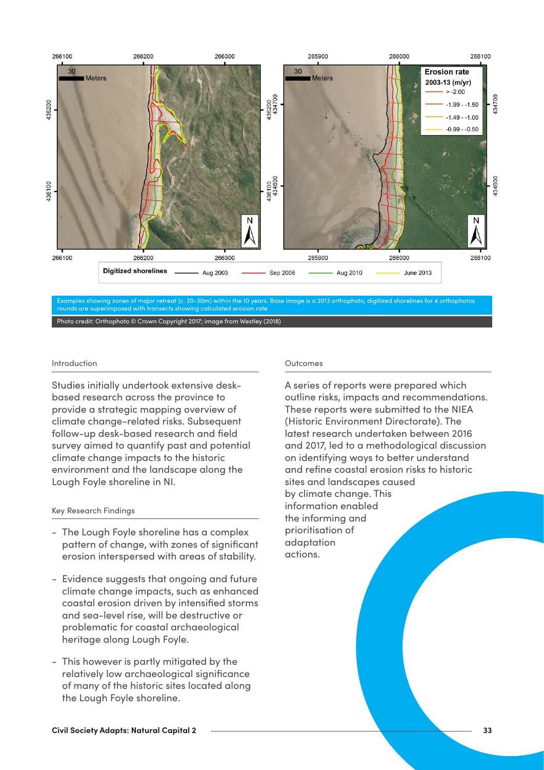266100 266200 266300

30 Meters

436200

436100

N

266100 266200 266300

265900 266000 266100

30 Meters

436200 434700

436100 434600

434700

434600

Erosion rate 2003-13 (m/yr)

> -2.00

-1.99 - -1.50

-1.49 - -1.00

-0.99 - -0.50

N

265900 266000 266100

Digitized shorelines — Aug 2003 — Sep 2006 — Aug 2010 — June 2013

Examples showing zones of major retreat (c. 20-30m) within the 10 years. Base image is a 2013 orthophoto, digitized shorelines for 4 orthophotos rounds are superimposed with transects showing calculated erosion rate

Photo credit: Orthophoto © Crown Copyright 2017; image from Westley (2018)

### Introduction

Studies initially undertook extensive desk-based research across the province to provide a strategic mapping overview of climate change-related risks. Subsequent follow-up desk-based research and field survey aimed to quantify past and potential climate change impacts to the historic environment and the landscape along the Lough Foyle shoreline in NI.

### Key Research Findings

- The Lough Foyle shoreline has a complex pattern of change, with zones of significant erosion interspersed with areas of stability.
- Evidence suggests that ongoing and future climate change impacts, such as enhanced coastal erosion driven by intensified storms and sea-level rise, will be destructive or problematic for coastal archaeological heritage along Lough Foyle.
- This however is partly mitigated by the relatively low archaeological significance of many of the historic sites located along the Lough Foyle shoreline.

### Outcomes

A series of reports were prepared which outline risks, impacts and recommendations. These reports were submitted to the NIEA (Historic Environment Directorate). The latest research undertaken between 2016 and 2017, led to a methodological discussion on identifying ways to better understand and refine coastal erosion risks to historic sites and landscapes caused by climate change. This information enabled the informing and prioritisation of adaptation actions.